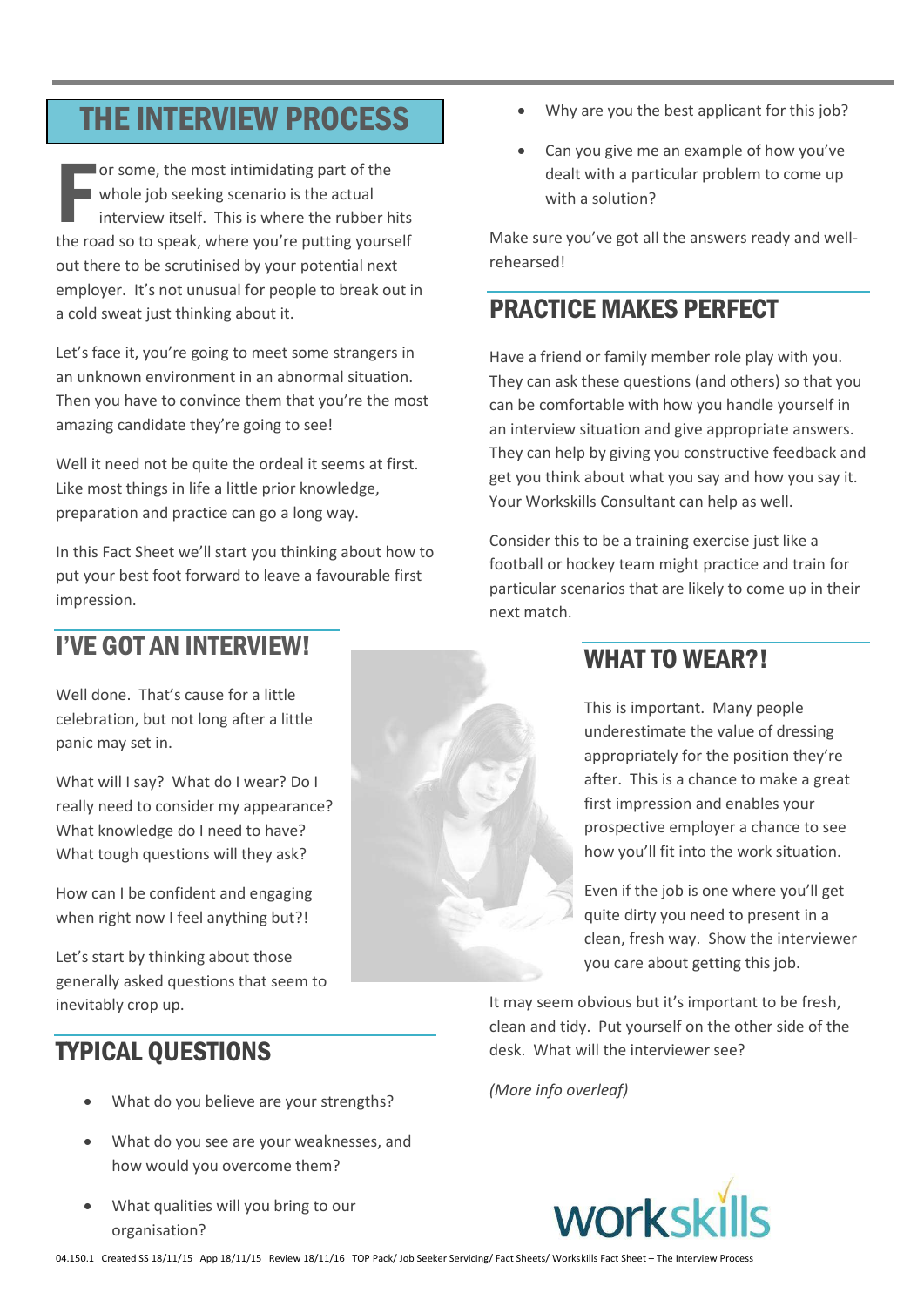# THE INTERVIEW PROCESS

For some, the most intimidating part of the whole job seeking scenario is the actual interview itself. This is where the rubber hits the road so to speak, where you're putting yourself out there to be scrutinised by your potential next employer. It's not unusual for people to break out in a cold sweat just thinking about it.

Let's face it, you're going to meet some strangers in an unknown environment in an abnormal situation. Then you have to convince them that you're the most amazing candidate they're going to see!

Well it need not be quite the ordeal it seems at first. Like most things in life a little prior knowledge, preparation and practice can go a long way.

In this Fact Sheet we'll start you thinking about how to put your best foot forward to leave a favourable first impression.

## I'VE GOT AN INTERVIEW!

Well done. That's cause for a little celebration, but not long after a little panic may set in.

What will I say? What do I wear? Do I really need to consider my appearance? What knowledge do I need to have? What tough questions will they ask?

How can I be confident and engaging when right now I feel anything but?!

Let's start by thinking about those generally asked questions that seem to inevitably crop up.

## TYPICAL QUESTIONS

- What do you believe are your strengths?
- What do you see are your weaknesses, and how would you overcome them?
- What qualities will you bring to our organisation?
- Why are you the best applicant for this job?
- Can you give me an example of how you've dealt with a particular problem to come up with a solution?

Make sure you've got all the answers ready and well-rehearsed!

## PRACTICE MAKES PERFECT

Have a friend or family member role play with you. They can ask these questions (and others) so that you can be comfortable with how you handle yourself in an interview situation and give appropriate answers. They can help by giving you constructive feedback and get you think about what you say and how you say it. Your Workskills Consultant can help as well.

Consider this to be a training exercise just like a football or hockey team might practice and train for particular scenarios that are likely to come up in their next match.

## WHAT TO WEAR?!

This is important. Many people underestimate the value of dressing appropriately for the position they're after. This is a chance to make a great first impression and enables your prospective employer a chance to see how you'll fit into the work situation.

Even if the job is one where you'll get quite dirty you need to present in a clean, fresh way. Show the interviewer you care about getting this job.

It may seem obvious but it's important to be fresh, clean and tidy. Put yourself on the other side of the desk. What will the interviewer see?

*(More info overleaf)*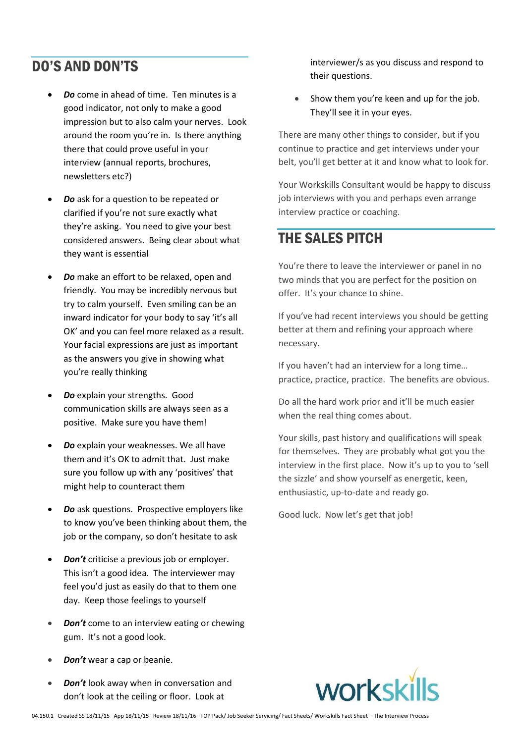## DO'S AND DON'TS

- ***Do*** come in ahead of time. Ten minutes is a good indicator, not only to make a good impression but to also calm your nerves. Look around the room you're in. Is there anything there that could prove useful in your interview (annual reports, brochures, newsletters etc?)
- ***Do*** ask for a question to be repeated or clarified if you're not sure exactly what they're asking. You need to give your best considered answers. Being clear about what they want is essential
- ***Do*** make an effort to be relaxed, open and friendly. You may be incredibly nervous but try to calm yourself. Even smiling can be an inward indicator for your body to say 'it's all OK' and you can feel more relaxed as a result. Your facial expressions are just as important as the answers you give in showing what you're really thinking
- ***Do*** explain your strengths. Good communication skills are always seen as a positive. Make sure you have them!
- ***Do*** explain your weaknesses. We all have them and it's OK to admit that. Just make sure you follow up with any 'positives' that might help to counteract them
- ***Do*** ask questions. Prospective employers like to know you've been thinking about them, the job or the company, so don't hesitate to ask
- ***Don't*** criticise a previous job or employer. This isn't a good idea. The interviewer may feel you'd just as easily do that to them one day. Keep those feelings to yourself
- ***Don't*** come to an interview eating or chewing gum. It's not a good look.
- ***Don't*** wear a cap or beanie.
- ***Don't*** look away when in conversation and don't look at the ceiling or floor. Look at interviewer/s as you discuss and respond to their questions.
- Show them you're keen and up for the job. They'll see it in your eyes.

There are many other things to consider, but if you continue to practice and get interviews under your belt, you'll get better at it and know what to look for.

Your Workskills Consultant would be happy to discuss job interviews with you and perhaps even arrange interview practice or coaching.

## THE SALES PITCH

You're there to leave the interviewer or panel in no two minds that you are perfect for the position on offer. It's your chance to shine.

If you've had recent interviews you should be getting better at them and refining your approach where necessary.

If you haven't had an interview for a long time… practice, practice, practice. The benefits are obvious.

Do all the hard work prior and it'll be much easier when the real thing comes about.

Your skills, past history and qualifications will speak for themselves. They are probably what got you the interview in the first place. Now it's up to you to 'sell the sizzle' and show yourself as energetic, keen, enthusiastic, up-to-date and ready go.

Good luck. Now let's get that job!

workskills

04.150.1 Created SS 18/11/15 App 18/11/15 Review 18/11/16 TOP Pack/ Job Seeker Servicing/ Fact Sheets/ Workskills Fact Sheet – The Interview Process